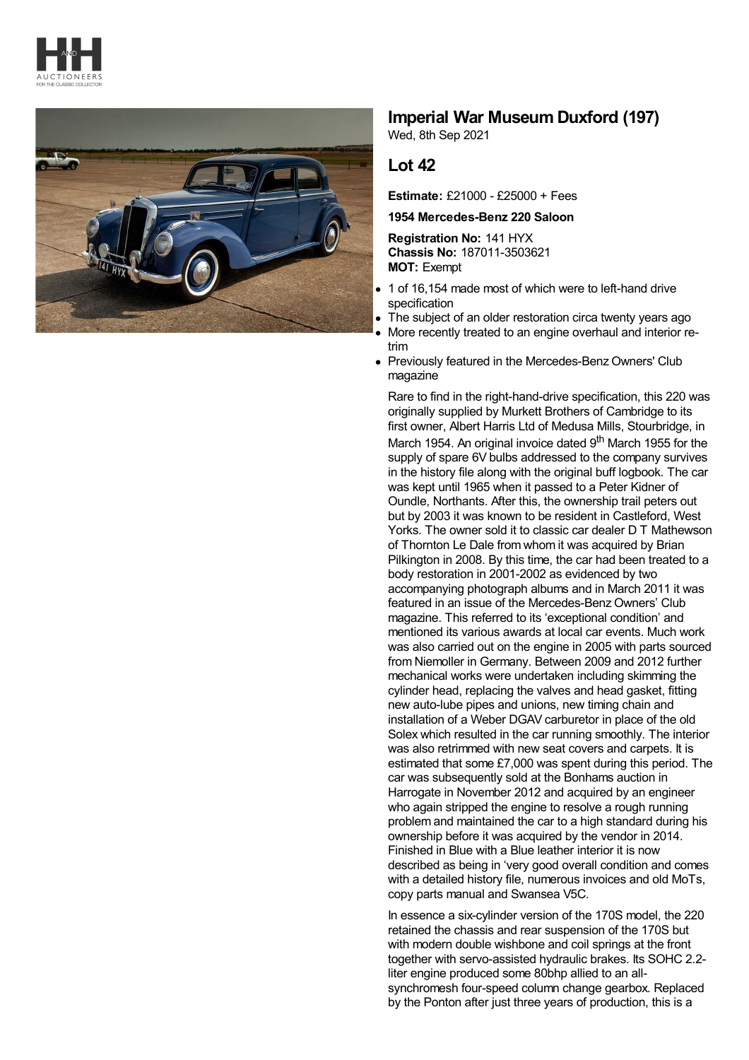# Imperial War Museum Duxford (197)

Wed, 8th Sep 2021

## Lot 42

**Estimate:** £21000 - £25000 + Fees

**1954 Mercedes-Benz 220 Saloon**

**Registration No:** 141 HYX
**Chassis No:** 187011-3503621
**MOT:** Exempt

- 1 of 16,154 made most of which were to left-hand drive specification
- The subject of an older restoration circa twenty years ago
- More recently treated to an engine overhaul and interior re-trim
- Previously featured in the Mercedes-Benz Owners' Club magazine

Rare to find in the right-hand-drive specification, this 220 was originally supplied by Murkett Brothers of Cambridge to its first owner, Albert Harris Ltd of Medusa Mills, Stourbridge, in March 1954. An original invoice dated 9th March 1955 for the supply of spare 6V bulbs addressed to the company survives in the history file along with the original buff logbook. The car was kept until 1965 when it passed to a Peter Kidner of Oundle, Northants. After this, the ownership trail peters out but by 2003 it was known to be resident in Castleford, West Yorks. The owner sold it to classic car dealer D T Mathewson of Thornton Le Dale from whom it was acquired by Brian Pilkington in 2008. By this time, the car had been treated to a body restoration in 2001-2002 as evidenced by two accompanying photograph albums and in March 2011 it was featured in an issue of the Mercedes-Benz Owners' Club magazine. This referred to its 'exceptional condition' and mentioned its various awards at local car events. Much work was also carried out on the engine in 2005 with parts sourced from Niemoller in Germany. Between 2009 and 2012 further mechanical works were undertaken including skimming the cylinder head, replacing the valves and head gasket, fitting new auto-lube pipes and unions, new timing chain and installation of a Weber DGAV carburetor in place of the old Solex which resulted in the car running smoothly. The interior was also retrimmed with new seat covers and carpets. It is estimated that some £7,000 was spent during this period. The car was subsequently sold at the Bonhams auction in Harrogate in November 2012 and acquired by an engineer who again stripped the engine to resolve a rough running problem and maintained the car to a high standard during his ownership before it was acquired by the vendor in 2014. Finished in Blue with a Blue leather interior it is now described as being in 'very good overall condition and comes with a detailed history file, numerous invoices and old MoTs, copy parts manual and Swansea V5C.

In essence a six-cylinder version of the 170S model, the 220 retained the chassis and rear suspension of the 170S but with modern double wishbone and coil springs at the front together with servo-assisted hydraulic brakes. Its SOHC 2.2-liter engine produced some 80bhp allied to an all-synchromesh four-speed column change gearbox. Replaced by the Ponton after just three years of production, this is a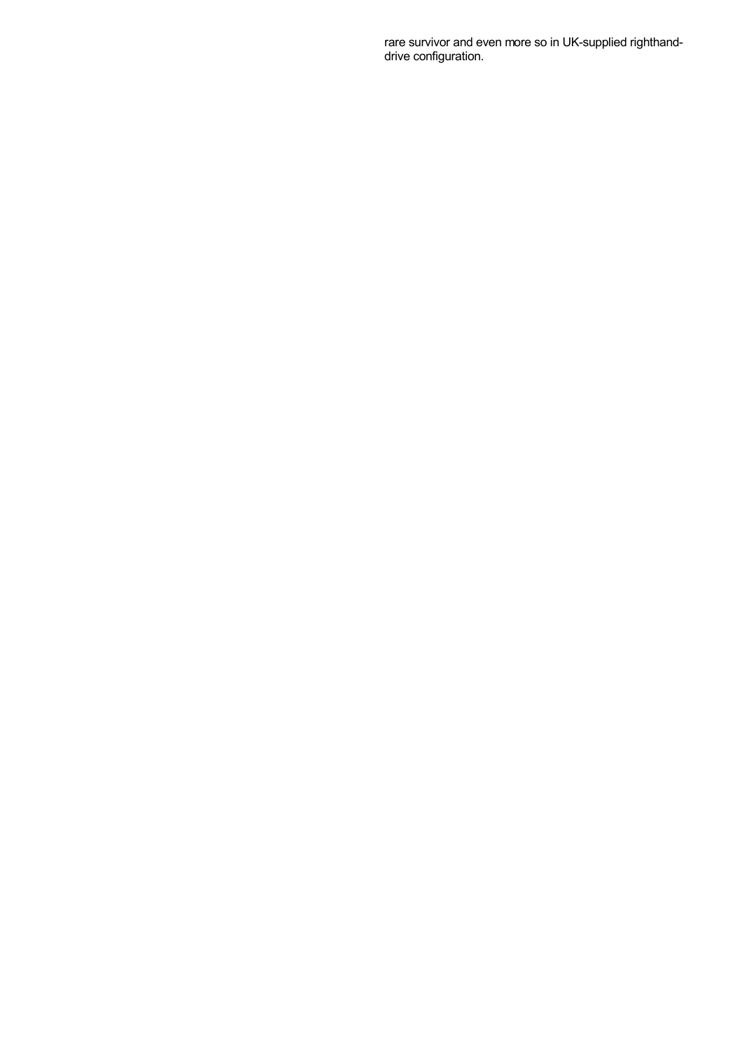rare survivor and even more so in UK-supplied righthand-drive configuration.